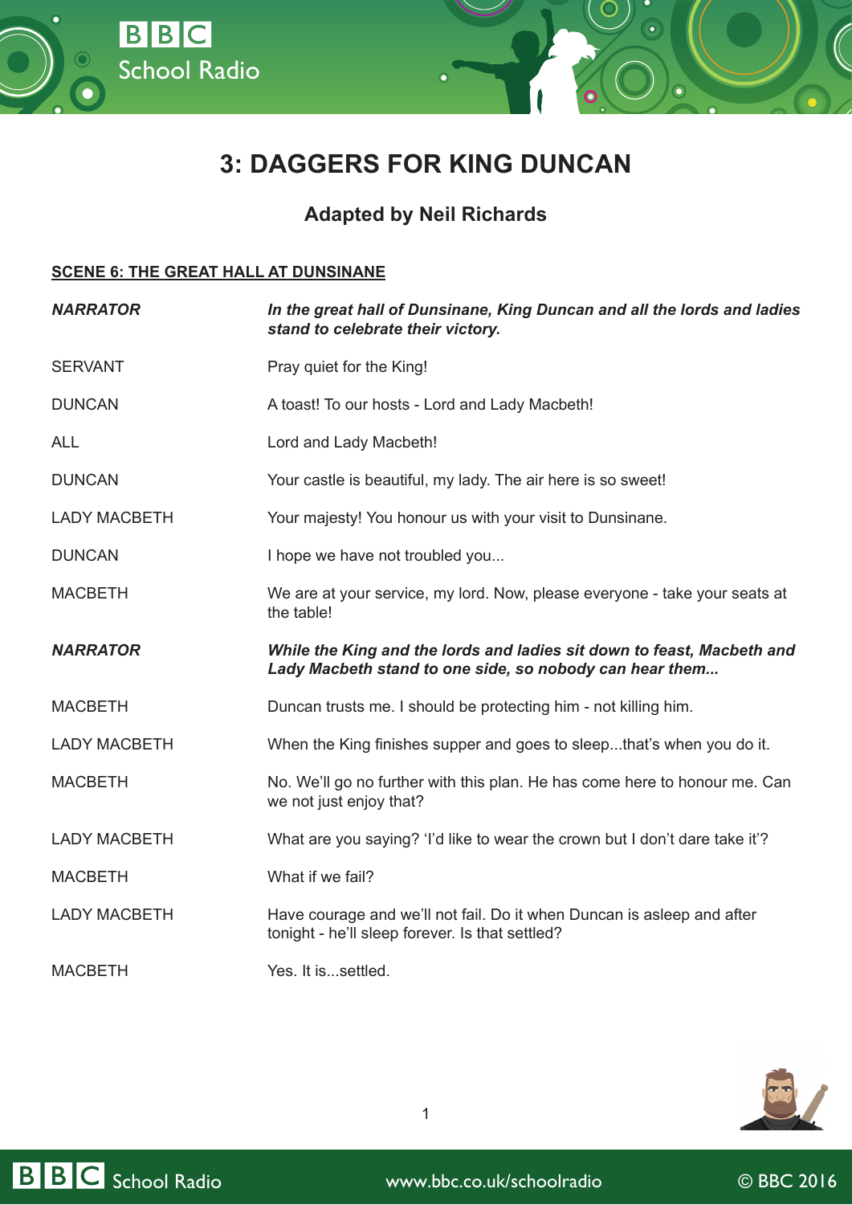# 3: DAGGERS FOR KING DUNCAN

### Adapted by Neil Richards

**SCENE 6: THE GREAT HALL AT DUNSINANE**

| | |
|---|---|
| ***NARRATOR*** | ***In the great hall of Dunsinane, King Duncan and all the lords and ladies stand to celebrate their victory.*** |
| SERVANT | Pray quiet for the King! |
| DUNCAN | A toast! To our hosts - Lord and Lady Macbeth! |
| ALL | Lord and Lady Macbeth! |
| DUNCAN | Your castle is beautiful, my lady. The air here is so sweet! |
| LADY MACBETH | Your majesty! You honour us with your visit to Dunsinane. |
| DUNCAN | I hope we have not troubled you... |
| MACBETH | We are at your service, my lord. Now, please everyone - take your seats at the table! |
| ***NARRATOR*** | ***While the King and the lords and ladies sit down to feast, Macbeth and Lady Macbeth stand to one side, so nobody can hear them...*** |
| MACBETH | Duncan trusts me. I should be protecting him - not killing him. |
| LADY MACBETH | When the King finishes supper and goes to sleep...that's when you do it. |
| MACBETH | No. We'll go no further with this plan. He has come here to honour me. Can we not just enjoy that? |
| LADY MACBETH | What are you saying? 'I'd like to wear the crown but I don't dare take it'? |
| MACBETH | What if we fail? |
| LADY MACBETH | Have courage and we'll not fail. Do it when Duncan is asleep and after tonight - he'll sleep forever. Is that settled? |
| MACBETH | Yes. It is...settled. |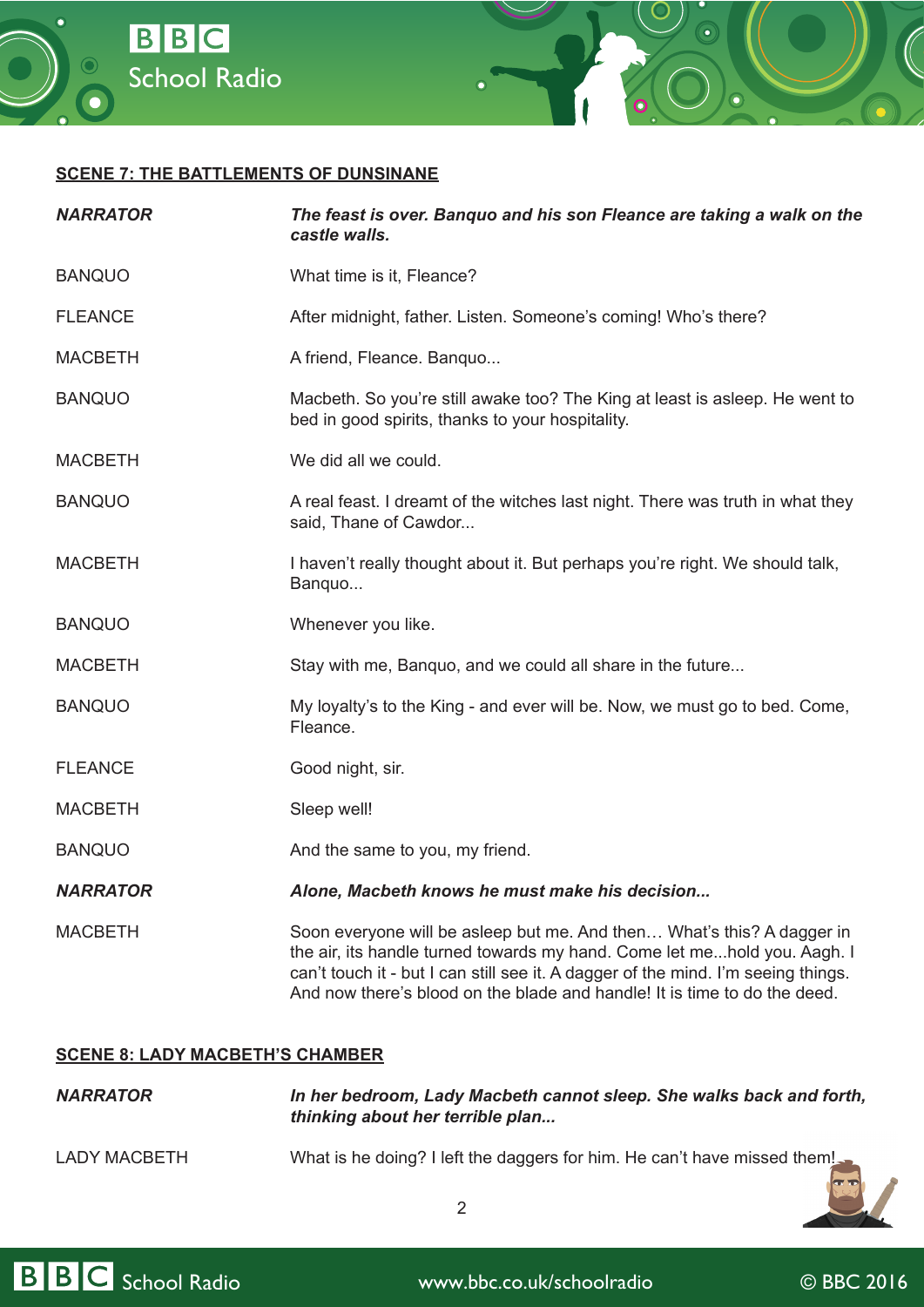## SCENE 7: THE BATTLEMENTS OF DUNSINANE

| | |
|---|---|
| ***NARRATOR*** | ***The feast is over. Banquo and his son Fleance are taking a walk on the castle walls.*** |
| BANQUO | What time is it, Fleance? |
| FLEANCE | After midnight, father. Listen. Someone's coming! Who's there? |
| MACBETH | A friend, Fleance. Banquo... |
| BANQUO | Macbeth. So you're still awake too? The King at least is asleep. He went to bed in good spirits, thanks to your hospitality. |
| MACBETH | We did all we could. |
| BANQUO | A real feast. I dreamt of the witches last night. There was truth in what they said, Thane of Cawdor... |
| MACBETH | I haven't really thought about it. But perhaps you're right. We should talk, Banquo... |
| BANQUO | Whenever you like. |
| MACBETH | Stay with me, Banquo, and we could all share in the future... |
| BANQUO | My loyalty's to the King - and ever will be. Now, we must go to bed. Come, Fleance. |
| FLEANCE | Good night, sir. |
| MACBETH | Sleep well! |
| BANQUO | And the same to you, my friend. |
| ***NARRATOR*** | ***Alone, Macbeth knows he must make his decision...*** |
| MACBETH | Soon everyone will be asleep but me. And then… What's this? A dagger in the air, its handle turned towards my hand. Come let me...hold you. Aagh. I can't touch it - but I can still see it. A dagger of the mind. I'm seeing things. And now there's blood on the blade and handle! It is time to do the deed. |

## SCENE 8: LADY MACBETH'S CHAMBER

| | |
|---|---|
| ***NARRATOR*** | ***In her bedroom, Lady Macbeth cannot sleep. She walks back and forth, thinking about her terrible plan...*** |
| LADY MACBETH | What is he doing? I left the daggers for him. He can't have missed them! |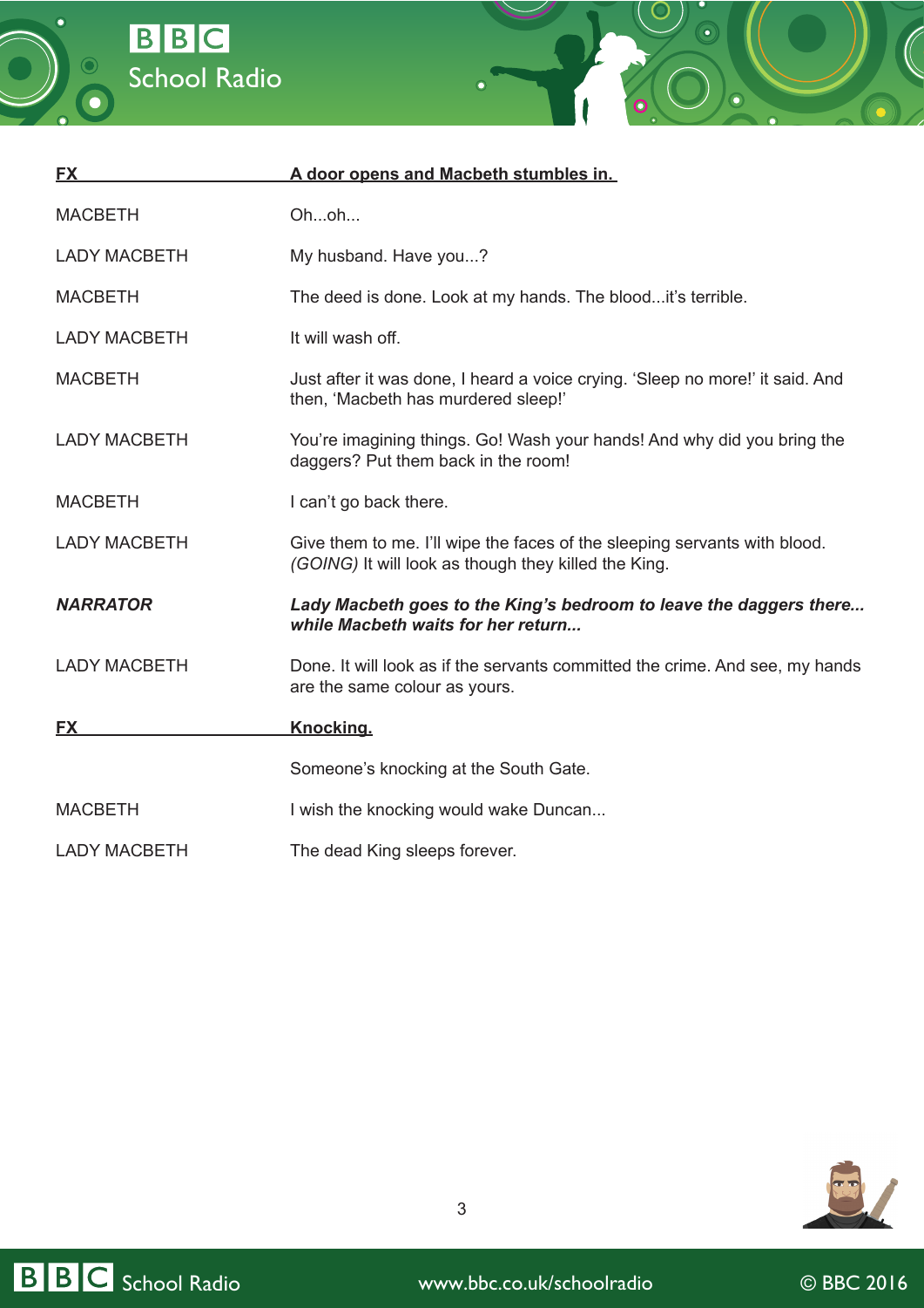| | |
|---|---|
| **FX** | **A door opens and Macbeth stumbles in.** |
| MACBETH | Oh...oh... |
| LADY MACBETH | My husband. Have you...? |
| MACBETH | The deed is done. Look at my hands. The blood...it's terrible. |
| LADY MACBETH | It will wash off. |
| MACBETH | Just after it was done, I heard a voice crying. 'Sleep no more!' it said. And then, 'Macbeth has murdered sleep!' |
| LADY MACBETH | You're imagining things. Go! Wash your hands! And why did you bring the daggers? Put them back in the room! |
| MACBETH | I can't go back there. |
| LADY MACBETH | Give them to me. I'll wipe the faces of the sleeping servants with blood. *(GOING)* It will look as though they killed the King. |
| ***NARRATOR*** | ***Lady Macbeth goes to the King's bedroom to leave the daggers there... while Macbeth waits for her return...*** |
| LADY MACBETH | Done. It will look as if the servants committed the crime. And see, my hands are the same colour as yours. |
| **FX** | **Knocking.** |
| | Someone's knocking at the South Gate. |
| MACBETH | I wish the knocking would wake Duncan... |
| LADY MACBETH | The dead King sleeps forever. |